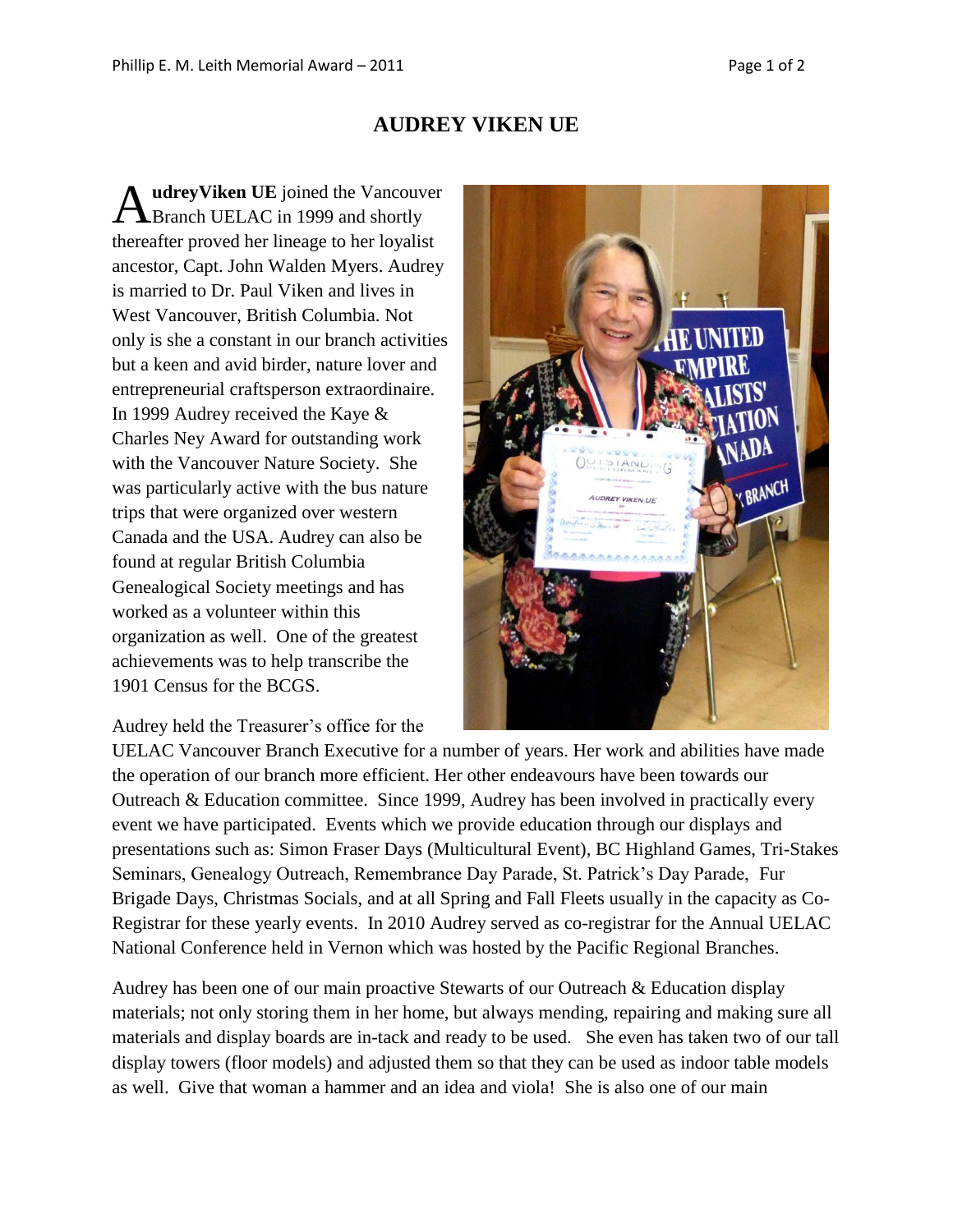# AUDREY VIKEN UE

**AudreyViken UE** joined the Vancouver Branch UELAC in 1999 and shortly thereafter proved her lineage to her loyalist ancestor, Capt. John Walden Myers. Audrey is married to Dr. Paul Viken and lives in West Vancouver, British Columbia. Not only is she a constant in our branch activities but a keen and avid birder, nature lover and entrepreneurial craftsperson extraordinaire. In 1999 Audrey received the Kaye & Charles Ney Award for outstanding work with the Vancouver Nature Society. She was particularly active with the bus nature trips that were organized over western Canada and the USA. Audrey can also be found at regular British Columbia Genealogical Society meetings and has worked as a volunteer within this organization as well. One of the greatest achievements was to help transcribe the 1901 Census for the BCGS.

Audrey held the Treasurer's office for the UELAC Vancouver Branch Executive for a number of years. Her work and abilities have made the operation of our branch more efficient. Her other endeavours have been towards our Outreach & Education committee. Since 1999, Audrey has been involved in practically every event we have participated. Events which we provide education through our displays and presentations such as: Simon Fraser Days (Multicultural Event), BC Highland Games, Tri-Stakes Seminars, Genealogy Outreach, Remembrance Day Parade, St. Patrick's Day Parade, Fur Brigade Days, Christmas Socials, and at all Spring and Fall Fleets usually in the capacity as Co-Registrar for these yearly events. In 2010 Audrey served as co-registrar for the Annual UELAC National Conference held in Vernon which was hosted by the Pacific Regional Branches.

Audrey has been one of our main proactive Stewarts of our Outreach & Education display materials; not only storing them in her home, but always mending, repairing and making sure all materials and display boards are in-tack and ready to be used. She even has taken two of our tall display towers (floor models) and adjusted them so that they can be used as indoor table models as well. Give that woman a hammer and an idea and viola! She is also one of our main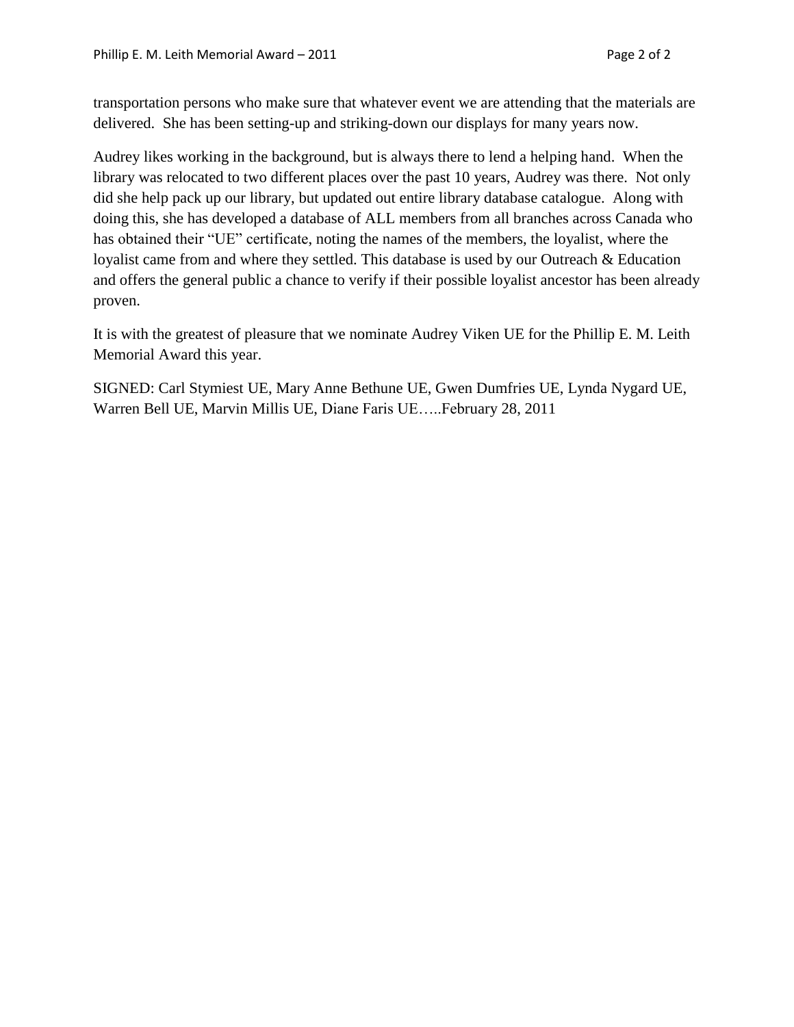transportation persons who make sure that whatever event we are attending that the materials are delivered. She has been setting-up and striking-down our displays for many years now.

Audrey likes working in the background, but is always there to lend a helping hand. When the library was relocated to two different places over the past 10 years, Audrey was there. Not only did she help pack up our library, but updated out entire library database catalogue. Along with doing this, she has developed a database of ALL members from all branches across Canada who has obtained their "UE" certificate, noting the names of the members, the loyalist, where the loyalist came from and where they settled. This database is used by our Outreach & Education and offers the general public a chance to verify if their possible loyalist ancestor has been already proven.

It is with the greatest of pleasure that we nominate Audrey Viken UE for the Phillip E. M. Leith Memorial Award this year.

SIGNED: Carl Stymiest UE, Mary Anne Bethune UE, Gwen Dumfries UE, Lynda Nygard UE, Warren Bell UE, Marvin Millis UE, Diane Faris UE…..February 28, 2011